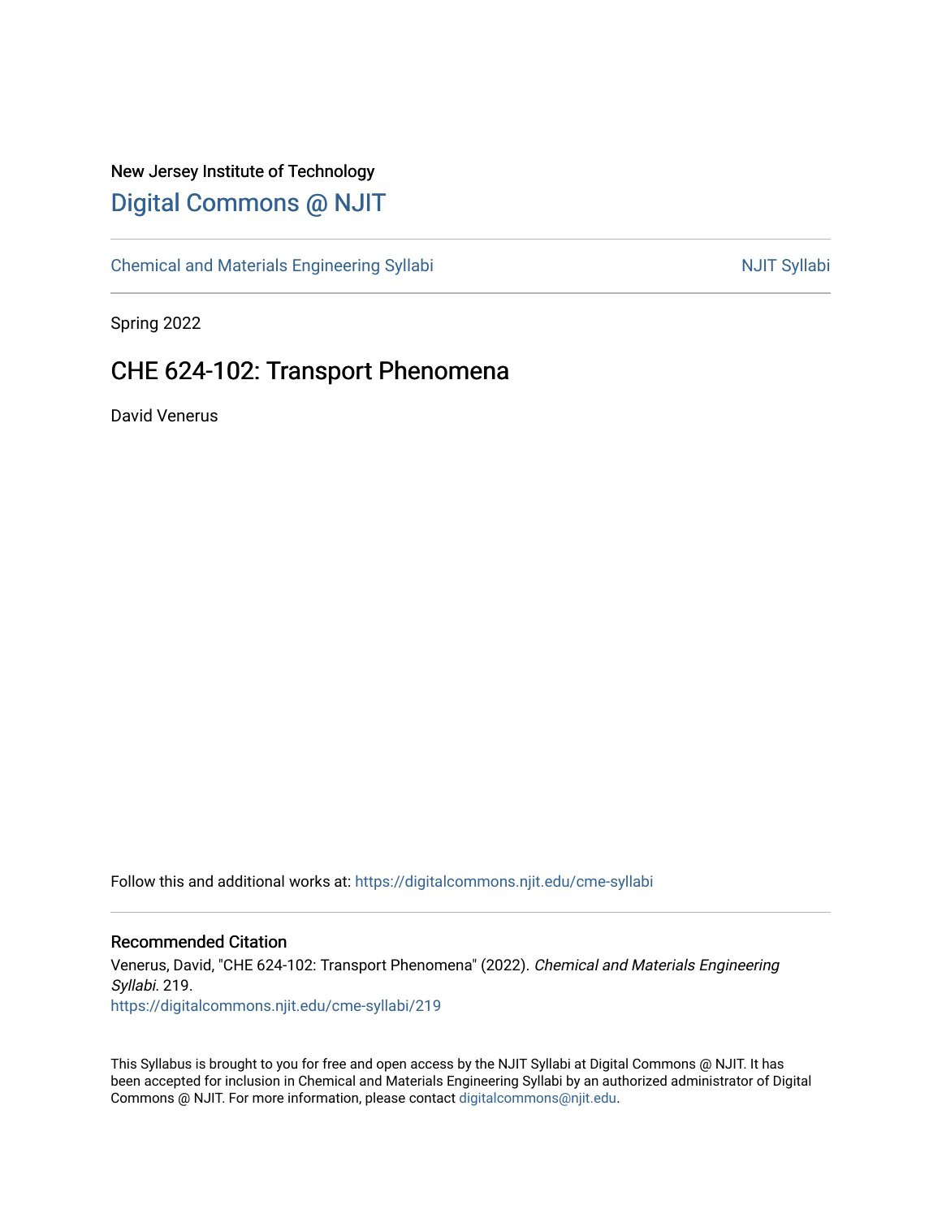New Jersey Institute of Technology

# Digital Commons @ NJIT

Chemical and Materials Engineering Syllabi

NJIT Syllabi

Spring 2022

## CHE 624-102: Transport Phenomena

David Venerus

Follow this and additional works at: https://digitalcommons.njit.edu/cme-syllabi

### Recommended Citation

Venerus, David, "CHE 624-102: Transport Phenomena" (2022). *Chemical and Materials Engineering Syllabi*. 219.
https://digitalcommons.njit.edu/cme-syllabi/219

This Syllabus is brought to you for free and open access by the NJIT Syllabi at Digital Commons @ NJIT. It has been accepted for inclusion in Chemical and Materials Engineering Syllabi by an authorized administrator of Digital Commons @ NJIT. For more information, please contact digitalcommons@njit.edu.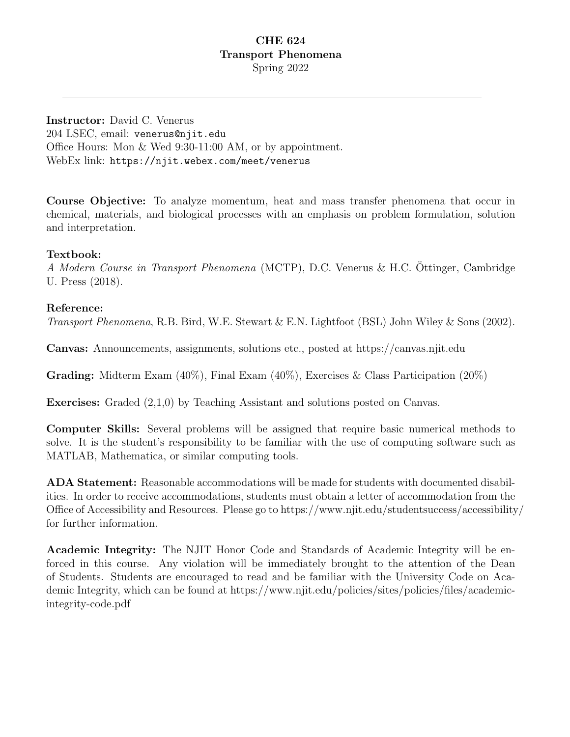# CHE 624
## Transport Phenomena
Spring 2022

---

**Instructor:** David C. Venerus  
204 LSEC, email: `venerus@njit.edu`  
Office Hours: Mon & Wed 9:30-11:00 AM, or by appointment.  
WebEx link: `https://njit.webex.com/meet/venerus`

**Course Objective:** To analyze momentum, heat and mass transfer phenomena that occur in chemical, materials, and biological processes with an emphasis on problem formulation, solution and interpretation.

**Textbook:**  
*A Modern Course in Transport Phenomena* (MCTP), D.C. Venerus & H.C. Öttinger, Cambridge U. Press (2018).

**Reference:**  
*Transport Phenomena*, R.B. Bird, W.E. Stewart & E.N. Lightfoot (BSL) John Wiley & Sons (2002).

**Canvas:** Announcements, assignments, solutions etc., posted at https://canvas.njit.edu

**Grading:** Midterm Exam (40%), Final Exam (40%), Exercises & Class Participation (20%)

**Exercises:** Graded (2,1,0) by Teaching Assistant and solutions posted on Canvas.

**Computer Skills:** Several problems will be assigned that require basic numerical methods to solve. It is the student's responsibility to be familiar with the use of computing software such as MATLAB, Mathematica, or similar computing tools.

**ADA Statement:** Reasonable accommodations will be made for students with documented disabilities. In order to receive accommodations, students must obtain a letter of accommodation from the Office of Accessibility and Resources. Please go to https://www.njit.edu/studentsuccess/accessibility/ for further information.

**Academic Integrity:** The NJIT Honor Code and Standards of Academic Integrity will be enforced in this course. Any violation will be immediately brought to the attention of the Dean of Students. Students are encouraged to read and be familiar with the University Code on Academic Integrity, which can be found at https://www.njit.edu/policies/sites/policies/files/academic-integrity-code.pdf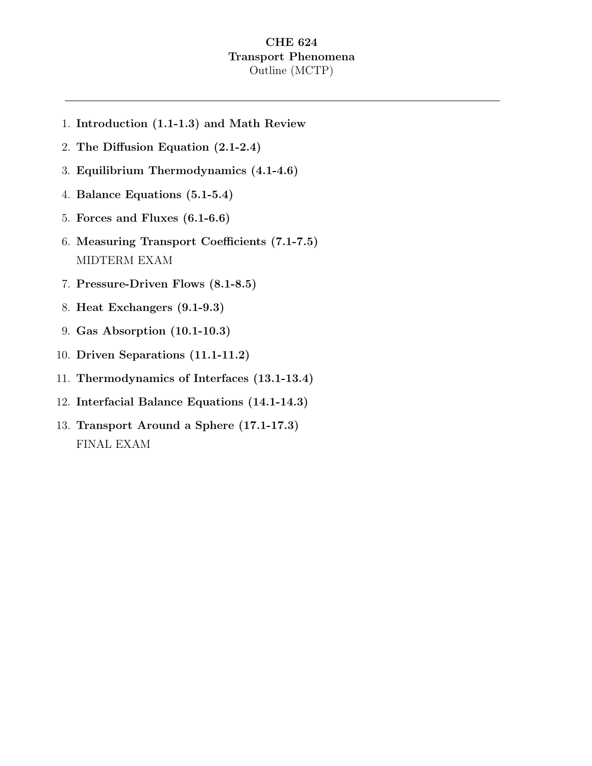# CHE 624
## Transport Phenomena
Outline (MCTP)

---

1. **Introduction (1.1-1.3) and Math Review**
2. **The Diffusion Equation (2.1-2.4)**
3. **Equilibrium Thermodynamics (4.1-4.6)**
4. **Balance Equations (5.1-5.4)**
5. **Forces and Fluxes (6.1-6.6)**
6. **Measuring Transport Coefficients (7.1-7.5)**
   MIDTERM EXAM
7. **Pressure-Driven Flows (8.1-8.5)**
8. **Heat Exchangers (9.1-9.3)**
9. **Gas Absorption (10.1-10.3)**
10. **Driven Separations (11.1-11.2)**
11. **Thermodynamics of Interfaces (13.1-13.4)**
12. **Interfacial Balance Equations (14.1-14.3)**
13. **Transport Around a Sphere (17.1-17.3)**
    FINAL EXAM